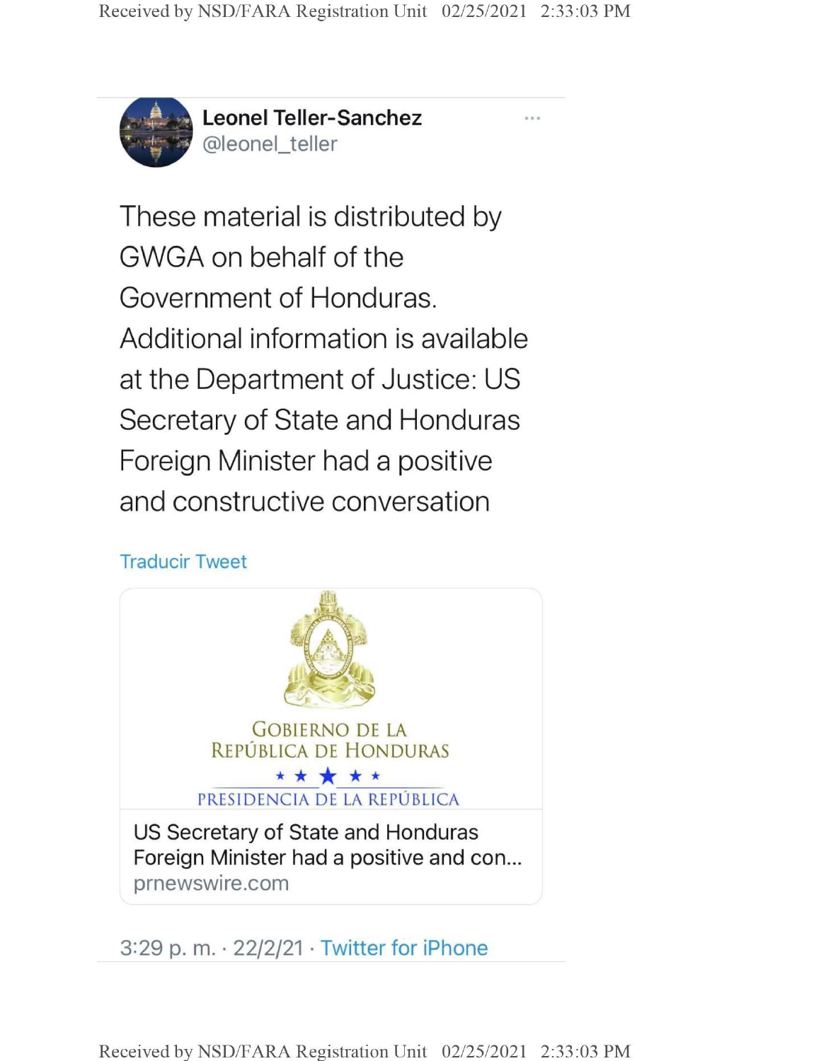**Leonel Teller-Sanchez**
@leonel_teller

These material is distributed by GWGA on behalf of the Government of Honduras. Additional information is available at the Department of Justice: US Secretary of State and Honduras Foreign Minister had a positive and constructive conversation

Traducir Tweet

GOBIERNO DE LA
REPÚBLICA DE HONDURAS

PRESIDENCIA DE LA REPÚBLICA

US Secretary of State and Honduras Foreign Minister had a positive and con...
prnewswire.com

3:29 p. m. · 22/2/21 · Twitter for iPhone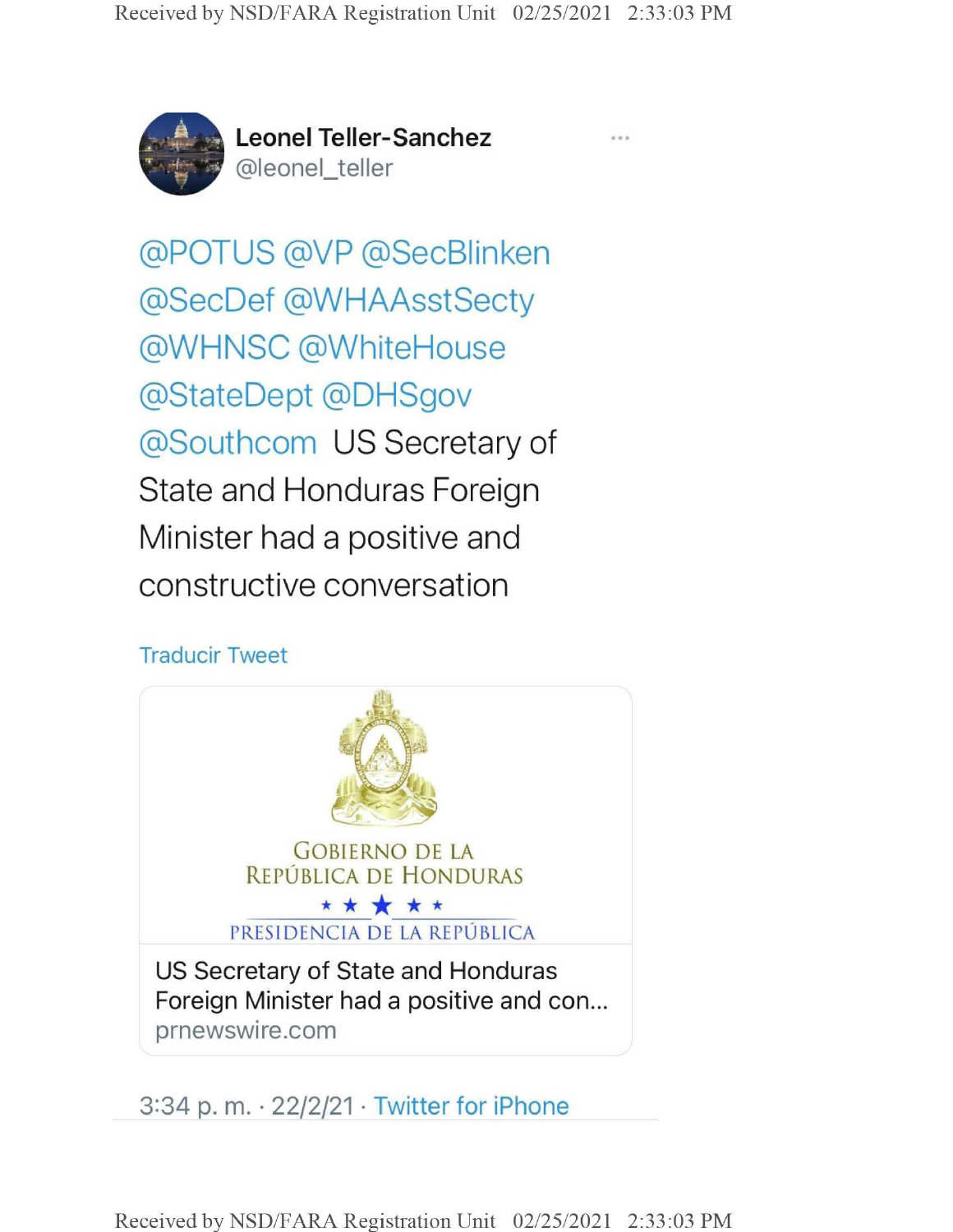**Leonel Teller-Sanchez**
@leonel_teller

@POTUS @VP @SecBlinken @SecDef @WHAAsstSecty @WHNSC @WhiteHouse @StateDept @DHSgov @Southcom US Secretary of State and Honduras Foreign Minister had a positive and constructive conversation

Traducir Tweet

GOBIERNO DE LA REPÚBLICA DE HONDURAS

PRESIDENCIA DE LA REPÚBLICA

US Secretary of State and Honduras Foreign Minister had a positive and con...
prnewswire.com

3:34 p. m. · 22/2/21 · Twitter for iPhone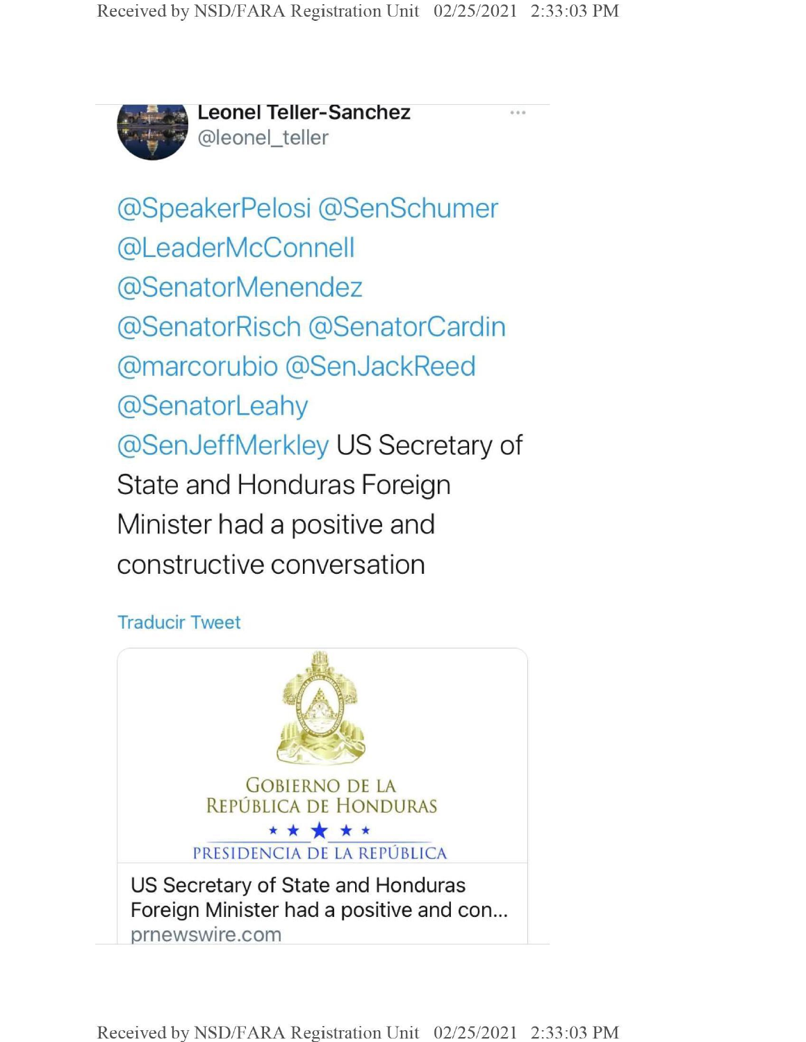**Leonel Teller-Sanchez**
@leonel_teller

@SpeakerPelosi @SenSchumer @LeaderMcConnell @SenatorMenendez @SenatorRisch @SenatorCardin @marcorubio @SenJackReed @SenatorLeahy @SenJeffMerkley US Secretary of State and Honduras Foreign Minister had a positive and constructive conversation

Traducir Tweet

GOBIERNO DE LA REPÚBLICA DE HONDURAS

PRESIDENCIA DE LA REPÚBLICA

US Secretary of State and Honduras Foreign Minister had a positive and con...
prnewswire.com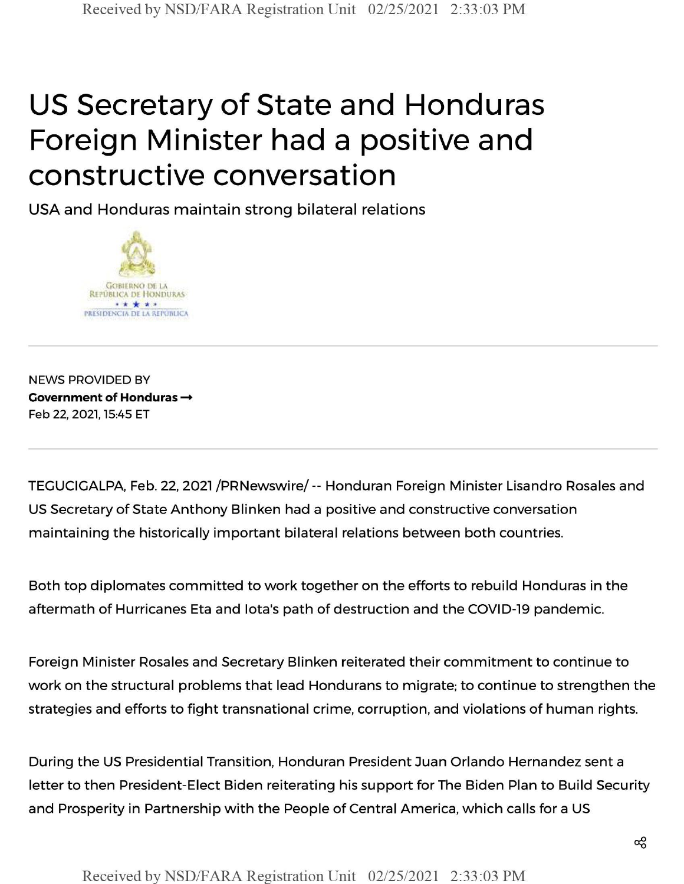# US Secretary of State and Honduras Foreign Minister had a positive and constructive conversation

USA and Honduras maintain strong bilateral relations

NEWS PROVIDED BY

**Government of Honduras →**

Feb 22, 2021, 15:45 ET

TEGUCIGALPA, Feb. 22, 2021 /PRNewswire/ -- Honduran Foreign Minister Lisandro Rosales and US Secretary of State Anthony Blinken had a positive and constructive conversation maintaining the historically important bilateral relations between both countries.

Both top diplomates committed to work together on the efforts to rebuild Honduras in the aftermath of Hurricanes Eta and Iota's path of destruction and the COVID-19 pandemic.

Foreign Minister Rosales and Secretary Blinken reiterated their commitment to continue to work on the structural problems that lead Hondurans to migrate; to continue to strengthen the strategies and efforts to fight transnational crime, corruption, and violations of human rights.

During the US Presidential Transition, Honduran President Juan Orlando Hernandez sent a letter to then President-Elect Biden reiterating his support for The Biden Plan to Build Security and Prosperity in Partnership with the People of Central America, which calls for a US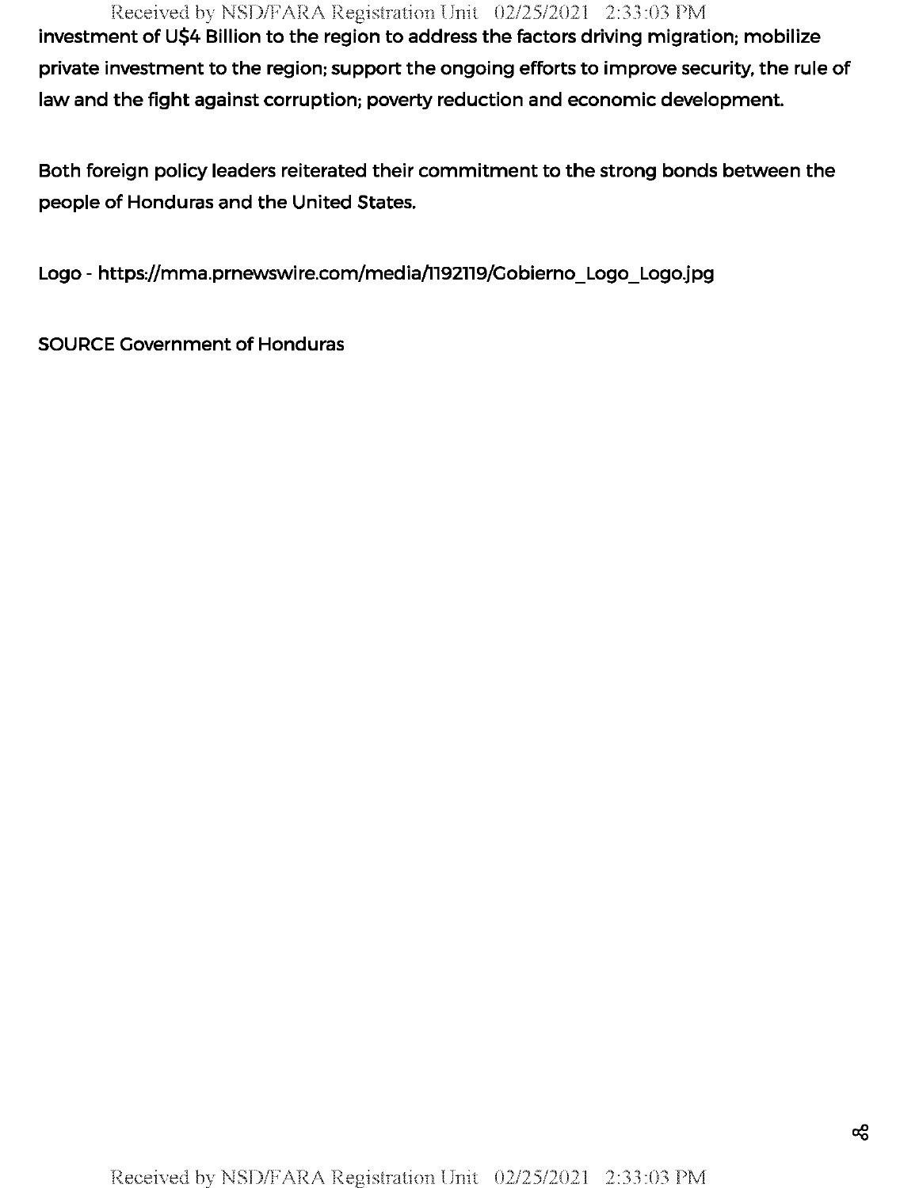investment of U$4 Billion to the region to address the factors driving migration; mobilize private investment to the region; support the ongoing efforts to improve security, the rule of law and the fight against corruption; poverty reduction and economic development.

Both foreign policy leaders reiterated their commitment to the strong bonds between the people of Honduras and the United States.

Logo - https://mma.prnewswire.com/media/1192119/Gobierno_Logo_Logo.jpg

SOURCE Government of Honduras